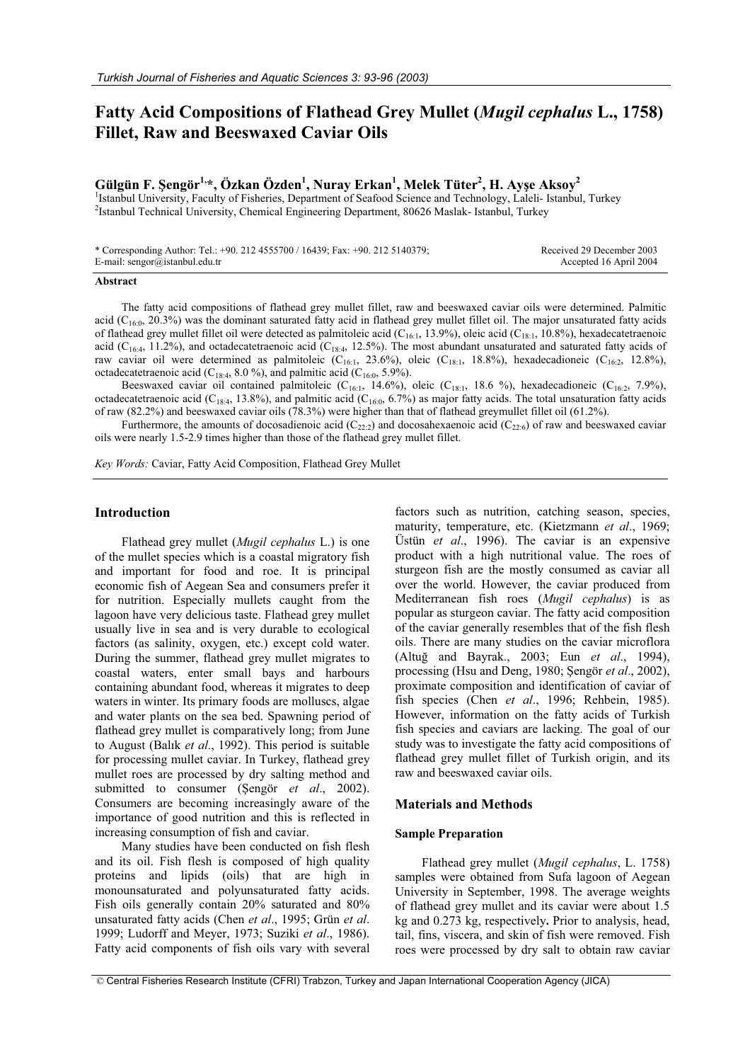# Fatty Acid Compositions of Flathead Grey Mullet (*Mugil cephalus* L., 1758) Fillet, Raw and Beeswaxed Caviar Oils

**Gülgün F. Şengör[1,*], Özkan Özden[1], Nuray Erkan[1], Melek Tüter[2], H. Ayşe Aksoy[2]**

[1]Istanbul University, Faculty of Fisheries, Department of Seafood Science and Technology, Laleli- Istanbul, Turkey
[2]Istanbul Technical University, Chemical Engineering Department, 80626 Maslak- Istanbul, Turkey

\* Corresponding Author: Tel.: +90. 212 4555700 / 16439; Fax: +90. 212 5140379;
E-mail: sengor@istanbul.edu.tr

Received 29 December 2003
Accepted 16 April 2004

### Abstract

The fatty acid compositions of flathead grey mullet fillet, raw and beeswaxed caviar oils were determined. Palmitic acid ($C_{16:0}$, 20.3%) was the dominant saturated fatty acid in flathead grey mullet fillet oil. The major unsaturated fatty acids of flathead grey mullet fillet oil were detected as palmitoleic acid ($C_{16:1}$, 13.9%), oleic acid ($C_{18:1}$, 10.8%), hexadecatetraenoic acid ($C_{16:4}$, 11.2%), and octadecatetraenoic acid ($C_{18:4}$, 12.5%). The most abundant unsaturated and saturated fatty acids of raw caviar oil were determined as palmitoleic ($C_{16:1}$, 23.6%), oleic ($C_{18:1}$, 18.8%), hexadecadioneic ($C_{16:2}$, 12.8%), octadecatetraenoic acid ($C_{18:4}$, 8.0 %), and palmitic acid ($C_{16:0}$, 5.9%).

Beeswaxed caviar oil contained palmitoleic ($C_{16:1}$, 14.6%), oleic ($C_{18:1}$, 18.6 %), hexadecadioneic ($C_{16:2}$, 7.9%), octadecatetraenoic acid ($C_{18:4}$, 13.8%), and palmitic acid ($C_{16:0}$, 6.7%) as major fatty acids. The total unsaturation fatty acids of raw (82.2%) and beeswaxed caviar oils (78.3%) were higher than that of flathead greymullet fillet oil (61.2%).

Furthermore, the amounts of docosadienoic acid ($C_{22:2}$) and docosahexaenoic acid ($C_{22:6}$) of raw and beeswaxed caviar oils were nearly 1.5-2.9 times higher than those of the flathead grey mullet fillet.

*Key Words:* Caviar, Fatty Acid Composition, Flathead Grey Mullet

## Introduction

Flathead grey mullet (*Mugil cephalus* L.) is one of the mullet species which is a coastal migratory fish and important for food and roe. It is principal economic fish of Aegean Sea and consumers prefer it for nutrition. Especially mullets caught from the lagoon have very delicious taste. Flathead grey mullet usually live in sea and is very durable to ecological factors (as salinity, oxygen, etc.) except cold water. During the summer, flathead grey mullet migrates to coastal waters, enter small bays and harbours containing abundant food, whereas it migrates to deep waters in winter. Its primary foods are molluscs, algae and water plants on the sea bed. Spawning period of flathead grey mullet is comparatively long; from June to August (Balık *et al*., 1992). This period is suitable for processing mullet caviar. In Turkey, flathead grey mullet roes are processed by dry salting method and submitted to consumer (Şengör *et al*., 2002). Consumers are becoming increasingly aware of the importance of good nutrition and this is reflected in increasing consumption of fish and caviar.

Many studies have been conducted on fish flesh and its oil. Fish flesh is composed of high quality proteins and lipids (oils) that are high in monounsaturated and polyunsaturated fatty acids. Fish oils generally contain 20% saturated and 80% unsaturated fatty acids (Chen *et al*., 1995; Grün *et al*. 1999; Ludorff and Meyer, 1973; Suziki *et al*., 1986). Fatty acid components of fish oils vary with several factors such as nutrition, catching season, species, maturity, temperature, etc. (Kietzmann *et al*., 1969; Üstün *et al*., 1996). The caviar is an expensive product with a high nutritional value. The roes of sturgeon fish are the mostly consumed as caviar all over the world. However, the caviar produced from Mediterranean fish roes (*Mugil cephalus*) is as popular as sturgeon caviar. The fatty acid composition of the caviar generally resembles that of the fish flesh oils. There are many studies on the caviar microflora (Altuğ and Bayrak., 2003; Eun *et al*., 1994), processing (Hsu and Deng, 1980; Şengör *et al*., 2002), proximate composition and identification of caviar of fish species (Chen *et al*., 1996; Rehbein, 1985). However, information on the fatty acids of Turkish fish species and caviars are lacking. The goal of our study was to investigate the fatty acid compositions of flathead grey mullet fillet of Turkish origin, and its raw and beeswaxed caviar oils.

## Materials and Methods

### Sample Preparation

Flathead grey mullet (*Mugil cephalus*, L. 1758) samples were obtained from Sufa lagoon of Aegean University in September, 1998. The average weights of flathead grey mullet and its caviar were about 1.5 kg and 0.273 kg, respectively**.** Prior to analysis, head, tail, fins, viscera, and skin of fish were removed. Fish roes were processed by dry salt to obtain raw caviar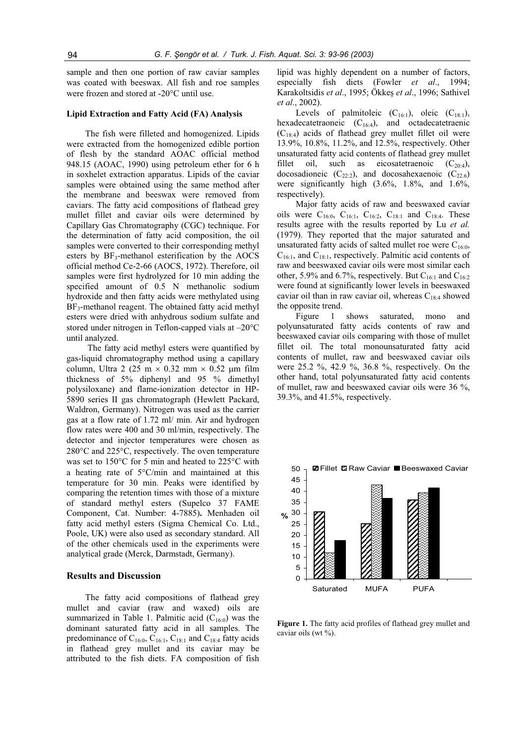sample and then one portion of raw caviar samples was coated with beeswax. All fish and roe samples were frozen and stored at -20°C until use.

### Lipid Extraction and Fatty Acid (FA) Analysis

The fish were filleted and homogenized. Lipids were extracted from the homogenized edible portion of flesh by the standard AOAC official method 948.15 (AOAC, 1990) using petroleum ether for 6 h in soxhelet extraction apparatus. Lipids of the caviar samples were obtained using the same method after the membrane and beeswax were removed from caviars. The fatty acid compositions of flathead grey mullet fillet and caviar oils were determined by Capillary Gas Chromatography (CGC) technique. For the determination of fatty acid composition, the oil samples were converted to their corresponding methyl esters by $BF_3$-methanol esterification by the AOCS official method Ce-2-66 (AOCS, 1972). Therefore, oil samples were first hydrolyzed for 10 min adding the specified amount of 0.5 N methanolic sodium hydroxide and then fatty acids were methylated using $BF_3$-methanol reagent. The obtained fatty acid methyl esters were dried with anhydrous sodium sulfate and stored under nitrogen in Teflon-capped vials at –20°C until analyzed.

The fatty acid methyl esters were quantified by gas-liquid chromatography method using a capillary column, Ultra 2 (25 m × 0.32 mm × 0.52 µm film thickness of 5% diphenyl and 95 % dimethyl polysiloxane) and flame-ionization detector in HP-5890 series II gas chromatograph (Hewlett Packard, Waldron, Germany). Nitrogen was used as the carrier gas at a flow rate of 1.72 ml/ min. Air and hydrogen flow rates were 400 and 30 ml/min, respectively. The detector and injector temperatures were chosen as 280°C and 225°C, respectively. The oven temperature was set to 150°C for 5 min and heated to 225°C with a heating rate of 5°C/min and maintained at this temperature for 30 min. Peaks were identified by comparing the retention times with those of a mixture of standard methyl esters (Supelco 37 FAME Component, Cat. Number: 4-7885)**.** Menhaden oil fatty acid methyl esters (Sigma Chemical Co. Ltd., Poole, UK) were also used as secondary standard. All of the other chemicals used in the experiments were analytical grade (Merck, Darmstadt, Germany).

## Results and Discussion

The fatty acid compositions of flathead grey mullet and caviar (raw and waxed) oils are summarized in Table 1. Palmitic acid ($C_{16:0}$) was the dominant saturated fatty acid in all samples. The predominance of $C_{16:0}$, $C_{16:1}$, $C_{18:1}$ and $C_{18:4}$ fatty acids in flathead grey mullet and its caviar may be attributed to the fish diets. FA composition of fish lipid was highly dependent on a number of factors, especially fish diets (Fowler *et al*., 1994; Karakoltsidis *et al*., 1995; Ökkeş *et al*., 1996; Sathivel *et al*., 2002).

Levels of palmitoleic ($C_{16:1}$), oleic ($C_{18:1}$), hexadecatetraoneic ($C_{16:4}$), and octadecatetraenic ($C_{18:4}$) acids of flathead grey mullet fillet oil were 13.9%, 10.8%, 11.2%, and 12.5%, respectively. Other unsaturated fatty acid contents of flathead grey mullet fillet oil, such as eicosatetraenoic ($C_{20:4}$), docosadioneic ($C_{22:2}$), and docosahexaenoic ($C_{22:6}$) were significantly high (3.6%, 1.8%, and 1.6%, respectively).

Major fatty acids of raw and beeswaxed caviar oils were $C_{16:0}$, $C_{16:1}$, $C_{16:2}$, $C_{18:1}$ and $C_{18:4}$. These results agree with the results reported by Lu *et al.* (1979). They reported that the major saturated and unsaturated fatty acids of salted mullet roe were $C_{16:0}$, $C_{16:1}$, and $C_{18:1}$, respectively. Palmitic acid contents of raw and beeswaxed caviar oils were most similar each other, 5.9% and 6.7%, respectively. But $C_{16:1}$ and $C_{16:2}$ were found at significantly lower levels in beeswaxed caviar oil than in raw caviar oil, whereas $C_{18:4}$ showed the opposite trend.

Figure 1 shows saturated, mono and polyunsaturated fatty acids contents of raw and beeswaxed caviar oils comparing with those of mullet fillet oil. The total monounsaturated fatty acid contents of mullet, raw and beeswaxed caviar oils were 25.2 %, 42.9 %, 36.8 %, respectively. On the other hand, total polyunsaturated fatty acid contents of mullet, raw and beeswaxed caviar oils were 36 %, 39.3%, and 41.5%, respectively.

**Figure 1.** The fatty acid profiles of flathead grey mullet and caviar oils (wt %).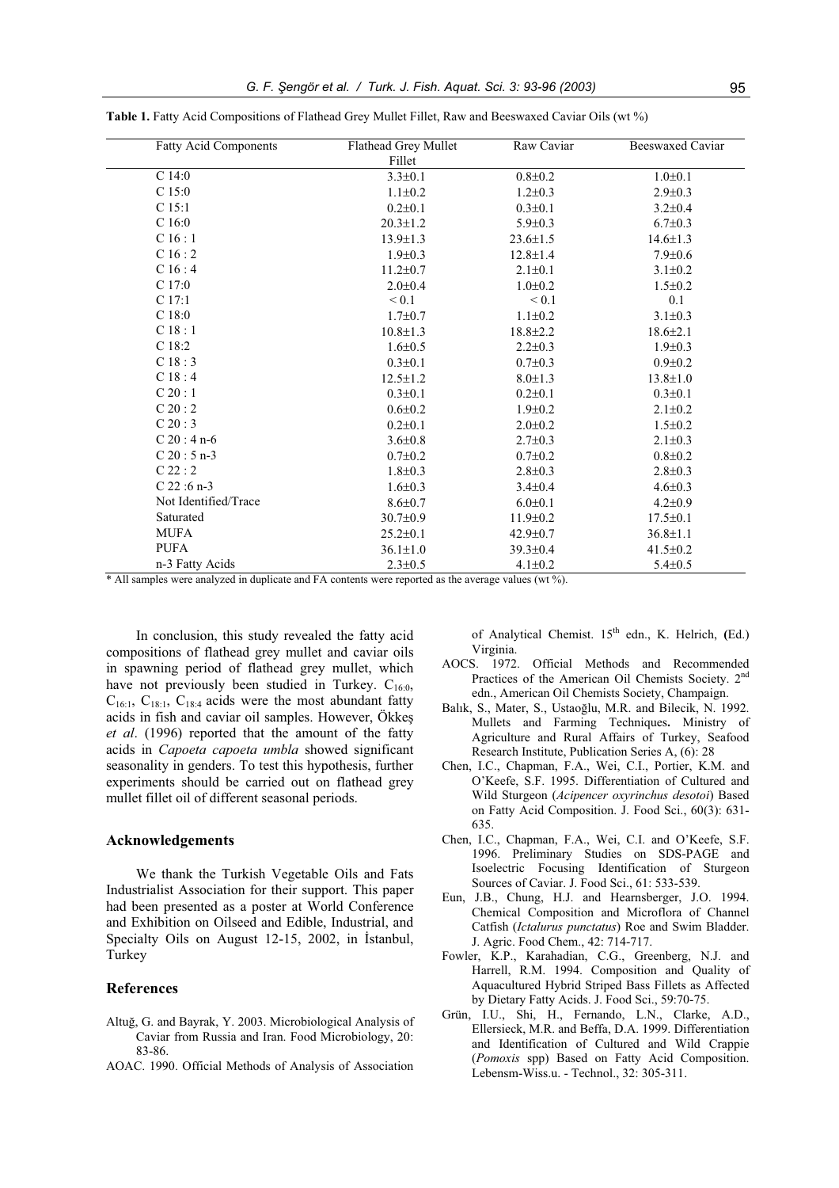**Table 1.** Fatty Acid Compositions of Flathead Grey Mullet Fillet, Raw and Beeswaxed Caviar Oils (wt %)

| Fatty Acid Components | Flathead Grey Mullet Fillet | Raw Caviar | Beeswaxed Caviar |
|---|---|---|---|
| C 14:0 | 3.3±0.1 | 0.8±0.2 | 1.0±0.1 |
| C 15:0 | 1.1±0.2 | 1.2±0.3 | 2.9±0.3 |
| C 15:1 | 0.2±0.1 | 0.3±0.1 | 3.2±0.4 |
| C 16:0 | 20.3±1.2 | 5.9±0.3 | 6.7±0.3 |
| C 16 : 1 | 13.9±1.3 | 23.6±1.5 | 14.6±1.3 |
| C 16 : 2 | 1.9±0.3 | 12.8±1.4 | 7.9±0.6 |
| C 16 : 4 | 11.2±0.7 | 2.1±0.1 | 3.1±0.2 |
| C 17:0 | 2.0±0.4 | 1.0±0.2 | 1.5±0.2 |
| C 17:1 | < 0.1 | < 0.1 | 0.1 |
| C 18:0 | 1.7±0.7 | 1.1±0.2 | 3.1±0.3 |
| C 18 : 1 | 10.8±1.3 | 18.8±2.2 | 18.6±2.1 |
| C 18:2 | 1.6±0.5 | 2.2±0.3 | 1.9±0.3 |
| C 18 : 3 | 0.3±0.1 | 0.7±0.3 | 0.9±0.2 |
| C 18 : 4 | 12.5±1.2 | 8.0±1.3 | 13.8±1.0 |
| C 20 : 1 | 0.3±0.1 | 0.2±0.1 | 0.3±0.1 |
| C 20 : 2 | 0.6±0.2 | 1.9±0.2 | 2.1±0.2 |
| C 20 : 3 | 0.2±0.1 | 2.0±0.2 | 1.5±0.2 |
| C 20 : 4 n-6 | 3.6±0.8 | 2.7±0.3 | 2.1±0.3 |
| C 20 : 5 n-3 | 0.7±0.2 | 0.7±0.2 | 0.8±0.2 |
| C 22 : 2 | 1.8±0.3 | 2.8±0.3 | 2.8±0.3 |
| C 22 :6 n-3 | 1.6±0.3 | 3.4±0.4 | 4.6±0.3 |
| Not Identified/Trace | 8.6±0.7 | 6.0±0.1 | 4.2±0.9 |
| Saturated | 30.7±0.9 | 11.9±0.2 | 17.5±0.1 |
| MUFA | 25.2±0.1 | 42.9±0.7 | 36.8±1.1 |
| PUFA | 36.1±1.0 | 39.3±0.4 | 41.5±0.2 |
| n-3 Fatty Acids | 2.3±0.5 | 4.1±0.2 | 5.4±0.5 |

* All samples were analyzed in duplicate and FA contents were reported as the average values (wt %).

In conclusion, this study revealed the fatty acid compositions of flathead grey mullet and caviar oils in spawning period of flathead grey mullet, which have not previously been studied in Turkey. $C_{16:0}$, $C_{16:1}$, $C_{18:1}$, $C_{18:4}$ acids were the most abundant fatty acids in fish and caviar oil samples. However, Ökkeş *et al*. (1996) reported that the amount of the fatty acids in *Capoeta capoeta umbla* showed significant seasonality in genders. To test this hypothesis, further experiments should be carried out on flathead grey mullet fillet oil of different seasonal periods.

## Acknowledgements

We thank the Turkish Vegetable Oils and Fats Industrialist Association for their support. This paper had been presented as a poster at World Conference and Exhibition on Oilseed and Edible, Industrial, and Specialty Oils on August 12-15, 2002, in İstanbul, Turkey

## References

Altuğ, G. and Bayrak, Y. 2003. Microbiological Analysis of Caviar from Russia and Iran. Food Microbiology, 20: 83-86.

AOAC. 1990. Official Methods of Analysis of Association of Analytical Chemist. 15th edn., K. Helrich, (Ed.) Virginia.

AOCS. 1972. Official Methods and Recommended Practices of the American Oil Chemists Society. 2nd edn., American Oil Chemists Society, Champaign.

Balık, S., Mater, S., Ustaoğlu, M.R. and Bilecik, N. 1992. Mullets and Farming Techniques**.** Ministry of Agriculture and Rural Affairs of Turkey, Seafood Research Institute, Publication Series A, (6): 28

Chen, I.C., Chapman, F.A., Wei, C.I., Portier, K.M. and O'Keefe, S.F. 1995. Differentiation of Cultured and Wild Sturgeon (*Acipencer oxyrinchus desotoi*) Based on Fatty Acid Composition. J. Food Sci., 60(3): 631-635.

Chen, I.C., Chapman, F.A., Wei, C.I. and O'Keefe, S.F. 1996. Preliminary Studies on SDS-PAGE and Isoelectric Focusing Identification of Sturgeon Sources of Caviar. J. Food Sci., 61: 533-539.

Eun, J.B., Chung, H.J. and Hearnsberger, J.O. 1994. Chemical Composition and Microflora of Channel Catfish (*Ictalurus punctatus*) Roe and Swim Bladder. J. Agric. Food Chem., 42: 714-717.

Fowler, K.P., Karahadian, C.G., Greenberg, N.J. and Harrell, R.M. 1994. Composition and Quality of Aquacultured Hybrid Striped Bass Fillets as Affected by Dietary Fatty Acids. J. Food Sci., 59:70-75.

Grün, I.U., Shi, H., Fernando, L.N., Clarke, A.D., Ellersieck, M.R. and Beffa, D.A. 1999. Differentiation and Identification of Cultured and Wild Crappie (*Pomoxis* spp) Based on Fatty Acid Composition. Lebensm-Wiss.u. - Technol., 32: 305-311.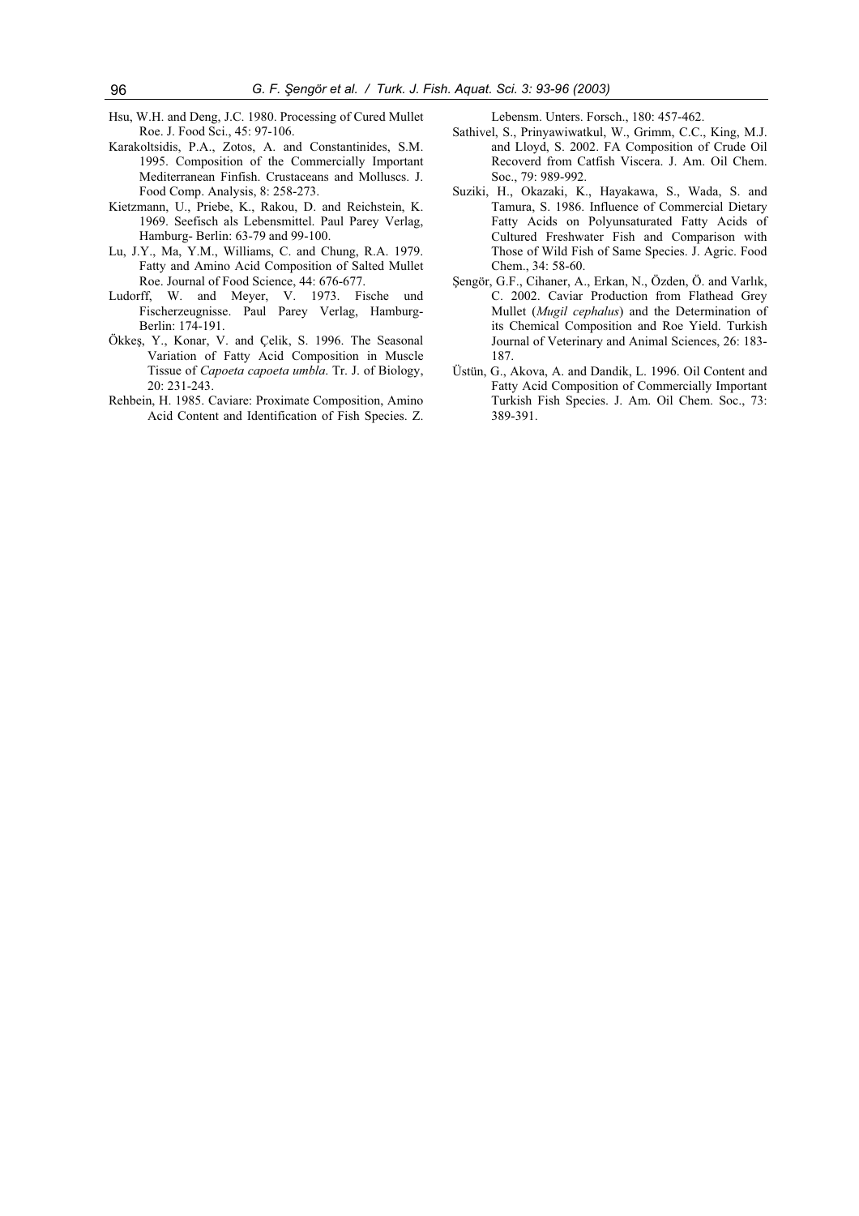Hsu, W.H. and Deng, J.C. 1980. Processing of Cured Mullet Roe. J. Food Sci., 45: 97-106.

Karakoltsidis, P.A., Zotos, A. and Constantinides, S.M. 1995. Composition of the Commercially Important Mediterranean Finfish. Crustaceans and Molluscs. J. Food Comp. Analysis, 8: 258-273.

Kietzmann, U., Priebe, K., Rakou, D. and Reichstein, K. 1969. Seefisch als Lebensmittel. Paul Parey Verlag, Hamburg- Berlin: 63-79 and 99-100.

Lu, J.Y., Ma, Y.M., Williams, C. and Chung, R.A. 1979. Fatty and Amino Acid Composition of Salted Mullet Roe. Journal of Food Science, 44: 676-677.

Ludorff, W. and Meyer, V. 1973. Fische und Fischerzeugnisse. Paul Parey Verlag, Hamburg-Berlin: 174-191.

Ökkeş, Y., Konar, V. and Çelik, S. 1996. The Seasonal Variation of Fatty Acid Composition in Muscle Tissue of *Capoeta capoeta umbla*. Tr. J. of Biology, 20: 231-243.

Rehbein, H. 1985. Caviare: Proximate Composition, Amino Acid Content and Identification of Fish Species. Z. Lebensm. Unters. Forsch., 180: 457-462.

Sathivel, S., Prinyawiwatkul, W., Grimm, C.C., King, M.J. and Lloyd, S. 2002. FA Composition of Crude Oil Recoverd from Catfish Viscera. J. Am. Oil Chem. Soc., 79: 989-992.

Suziki, H., Okazaki, K., Hayakawa, S., Wada, S. and Tamura, S. 1986. Influence of Commercial Dietary Fatty Acids on Polyunsaturated Fatty Acids of Cultured Freshwater Fish and Comparison with Those of Wild Fish of Same Species. J. Agric. Food Chem., 34: 58-60.

Şengör, G.F., Cihaner, A., Erkan, N., Özden, Ö. and Varlık, C. 2002. Caviar Production from Flathead Grey Mullet (*Mugil cephalus*) and the Determination of its Chemical Composition and Roe Yield. Turkish Journal of Veterinary and Animal Sciences, 26: 183-187.

Üstün, G., Akova, A. and Dandik, L. 1996. Oil Content and Fatty Acid Composition of Commercially Important Turkish Fish Species. J. Am. Oil Chem. Soc., 73: 389-391.